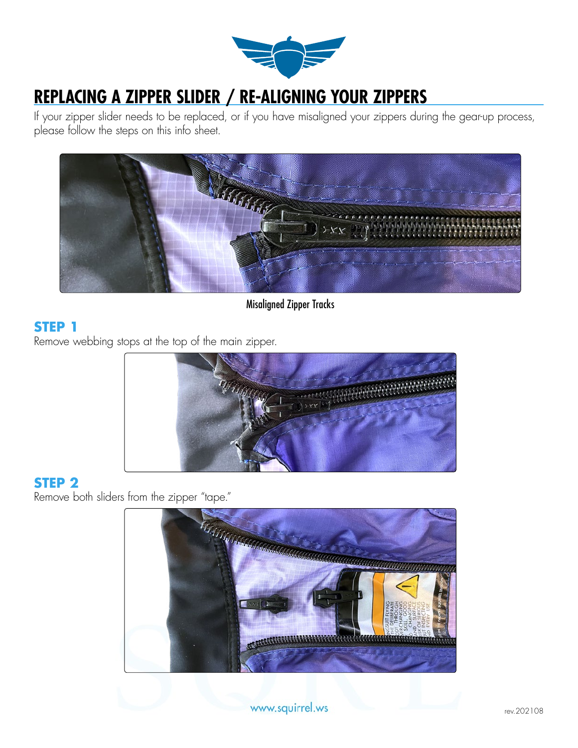# REPLACING A ZIPPER SLIDER / RE-ALIGNING YOUR ZIPPERS

If your zipper slider needs to be replaced, or if you have misaligned your zippers during the gear-up process, please follow the steps on this info sheet.

Misaligned Zipper Tracks

## STEP 1

Remove webbing stops at the top of the main zipper.

## STEP 2

Remove both sliders from the zipper "tape."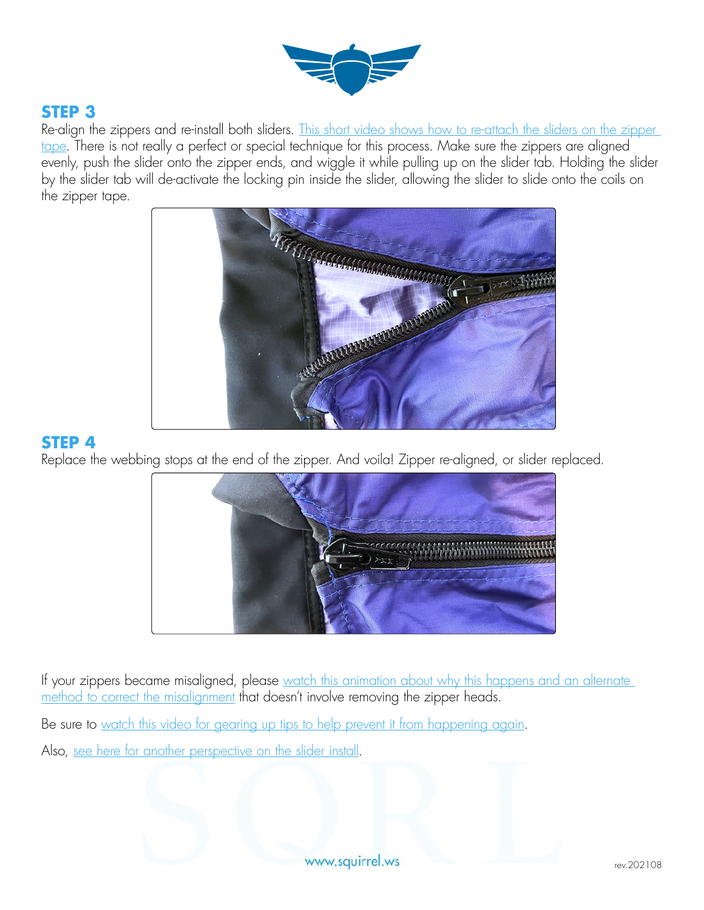## STEP 3

Re-align the zippers and re-install both sliders. This short video shows how to re-attach the sliders on the zipper tape. There is not really a perfect or special technique for this process. Make sure the zippers are aligned evenly, push the slider onto the zipper ends, and wiggle it while pulling up on the slider tab. Holding the slider by the slider tab will de-activate the locking pin inside the slider, allowing the slider to slide onto the coils on the zipper tape.

## STEP 4

Replace the webbing stops at the end of the zipper. And voila! Zipper re-aligned, or slider replaced.

If your zippers became misaligned, please watch this animation about why this happens and an alternate method to correct the misalignment that doesn't involve removing the zipper heads.

Be sure to watch this video for gearing up tips to help prevent it from happening again.

Also, see here for another perspective on the slider install.

www.squirrel.ws

rev.202108